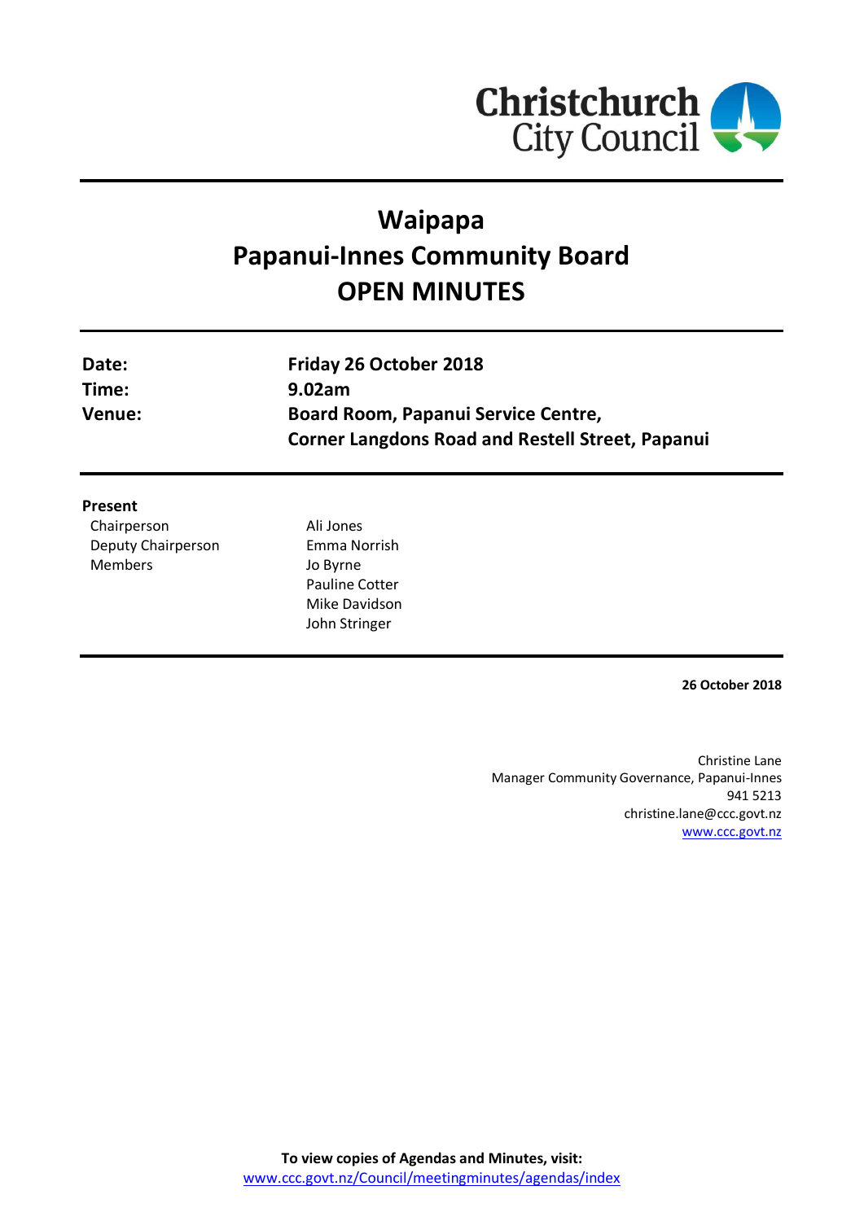Christchurch City Council

# Waipapa
# Papanui-Innes Community Board
# OPEN MINUTES

| | |
|---|---|
| **Date:** | **Friday 26 October 2018** |
| **Time:** | **9.02am** |
| **Venue:** | **Board Room, Papanui Service Centre, Corner Langdons Road and Restell Street, Papanui** |

**Present**

| | |
|---|---|
| Chairperson | Ali Jones |
| Deputy Chairperson | Emma Norrish |
| Members | Jo Byrne |
| | Pauline Cotter |
| | Mike Davidson |
| | John Stringer |

**26 October 2018**

Christine Lane
Manager Community Governance, Papanui-Innes
941 5213
christine.lane@ccc.govt.nz
www.ccc.govt.nz

**To view copies of Agendas and Minutes, visit:**
www.ccc.govt.nz/Council/meetingminutes/agendas/index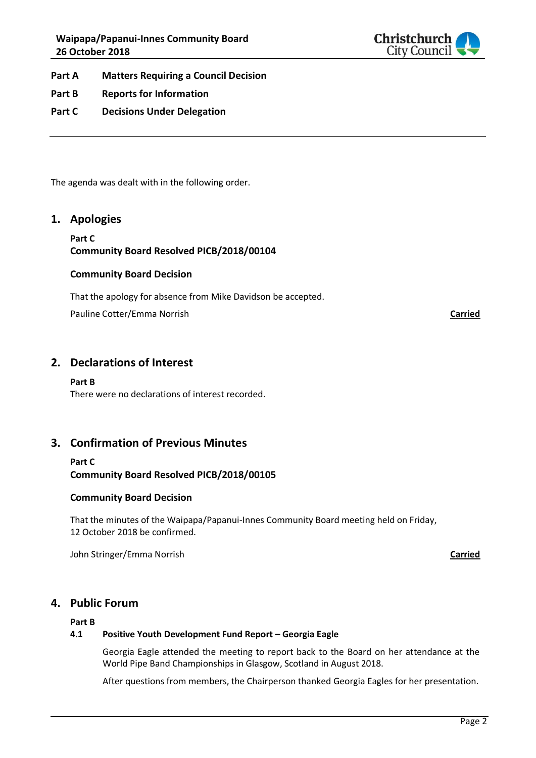**Part A Matters Requiring a Council Decision**

**Part B Reports for Information**

**Part C Decisions Under Delegation**

---

The agenda was dealt with in the following order.

## 1. Apologies

**Part C**
**Community Board Resolved PICB/2018/00104**

**Community Board Decision**

That the apology for absence from Mike Davidson be accepted.

Pauline Cotter/Emma Norrish **Carried**

## 2. Declarations of Interest

**Part B**
There were no declarations of interest recorded.

## 3. Confirmation of Previous Minutes

**Part C**
**Community Board Resolved PICB/2018/00105**

**Community Board Decision**

That the minutes of the Waipapa/Papanui-Innes Community Board meeting held on Friday, 12 October 2018 be confirmed.

John Stringer/Emma Norrish **Carried**

## 4. Public Forum

**Part B**

**4.1 Positive Youth Development Fund Report – Georgia Eagle**

Georgia Eagle attended the meeting to report back to the Board on her attendance at the World Pipe Band Championships in Glasgow, Scotland in August 2018.

After questions from members, the Chairperson thanked Georgia Eagles for her presentation.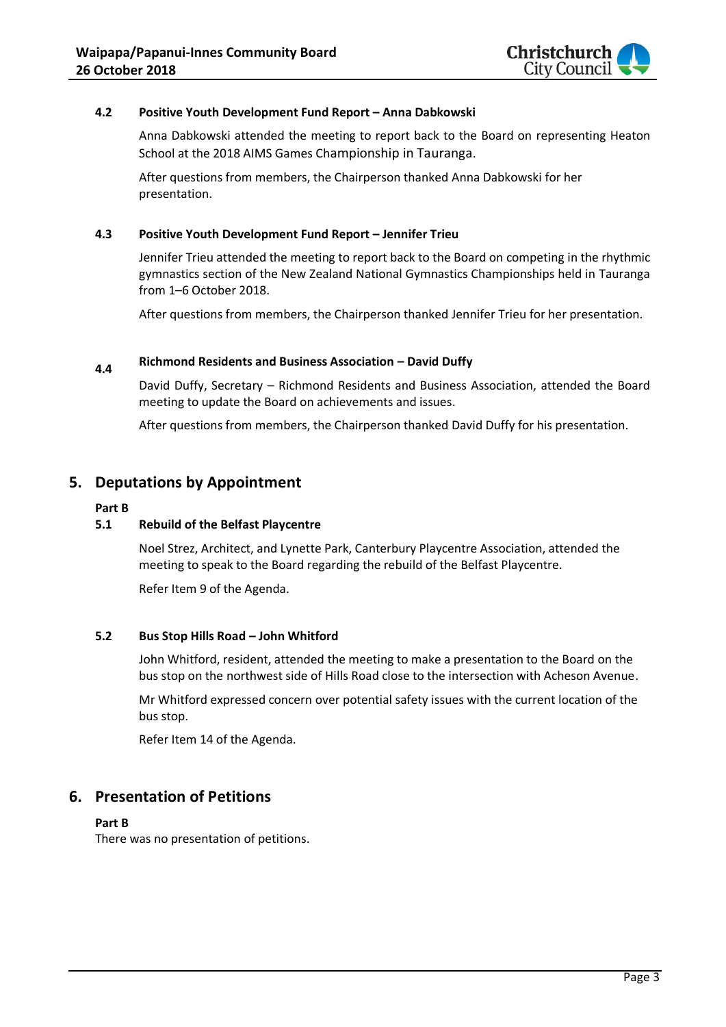### 4.2 Positive Youth Development Fund Report – Anna Dabkowski

Anna Dabkowski attended the meeting to report back to the Board on representing Heaton School at the 2018 AIMS Games Championship in Tauranga.

After questions from members, the Chairperson thanked Anna Dabkowski for her presentation.

### 4.3 Positive Youth Development Fund Report – Jennifer Trieu

Jennifer Trieu attended the meeting to report back to the Board on competing in the rhythmic gymnastics section of the New Zealand National Gymnastics Championships held in Tauranga from 1–6 October 2018.

After questions from members, the Chairperson thanked Jennifer Trieu for her presentation.

### 4.4 Richmond Residents and Business Association – David Duffy

David Duffy, Secretary – Richmond Residents and Business Association, attended the Board meeting to update the Board on achievements and issues.

After questions from members, the Chairperson thanked David Duffy for his presentation.

## 5. Deputations by Appointment

**Part B**

### 5.1 Rebuild of the Belfast Playcentre

Noel Strez, Architect, and Lynette Park, Canterbury Playcentre Association, attended the meeting to speak to the Board regarding the rebuild of the Belfast Playcentre.

Refer Item 9 of the Agenda.

### 5.2 Bus Stop Hills Road – John Whitford

John Whitford, resident, attended the meeting to make a presentation to the Board on the bus stop on the northwest side of Hills Road close to the intersection with Acheson Avenue.

Mr Whitford expressed concern over potential safety issues with the current location of the bus stop.

Refer Item 14 of the Agenda.

## 6. Presentation of Petitions

**Part B**

There was no presentation of petitions.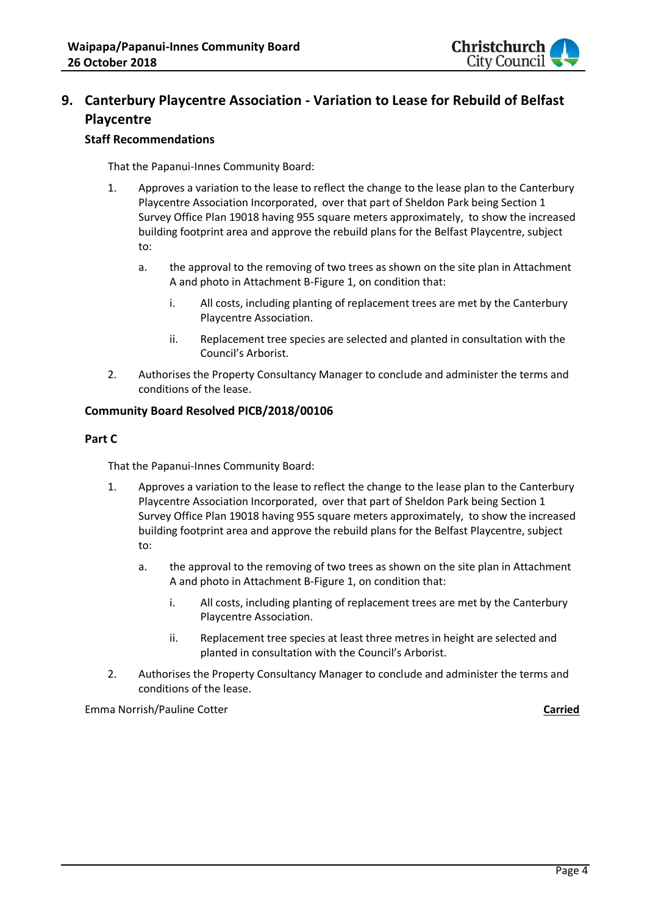## 9. Canterbury Playcentre Association - Variation to Lease for Rebuild of Belfast Playcentre

### Staff Recommendations

That the Papanui-Innes Community Board:

1. Approves a variation to the lease to reflect the change to the lease plan to the Canterbury Playcentre Association Incorporated, over that part of Sheldon Park being Section 1 Survey Office Plan 19018 having 955 square meters approximately, to show the increased building footprint area and approve the rebuild plans for the Belfast Playcentre, subject to:

    a. the approval to the removing of two trees as shown on the site plan in Attachment A and photo in Attachment B-Figure 1, on condition that:

        i. All costs, including planting of replacement trees are met by the Canterbury Playcentre Association.

        ii. Replacement tree species are selected and planted in consultation with the Council's Arborist.

2. Authorises the Property Consultancy Manager to conclude and administer the terms and conditions of the lease.

### Community Board Resolved PICB/2018/00106

**Part C**

That the Papanui-Innes Community Board:

1. Approves a variation to the lease to reflect the change to the lease plan to the Canterbury Playcentre Association Incorporated, over that part of Sheldon Park being Section 1 Survey Office Plan 19018 having 955 square meters approximately, to show the increased building footprint area and approve the rebuild plans for the Belfast Playcentre, subject to:

    a. the approval to the removing of two trees as shown on the site plan in Attachment A and photo in Attachment B-Figure 1, on condition that:

        i. All costs, including planting of replacement trees are met by the Canterbury Playcentre Association.

        ii. Replacement tree species at least three metres in height are selected and planted in consultation with the Council's Arborist.

2. Authorises the Property Consultancy Manager to conclude and administer the terms and conditions of the lease.

Emma Norrish/Pauline Cotter **Carried**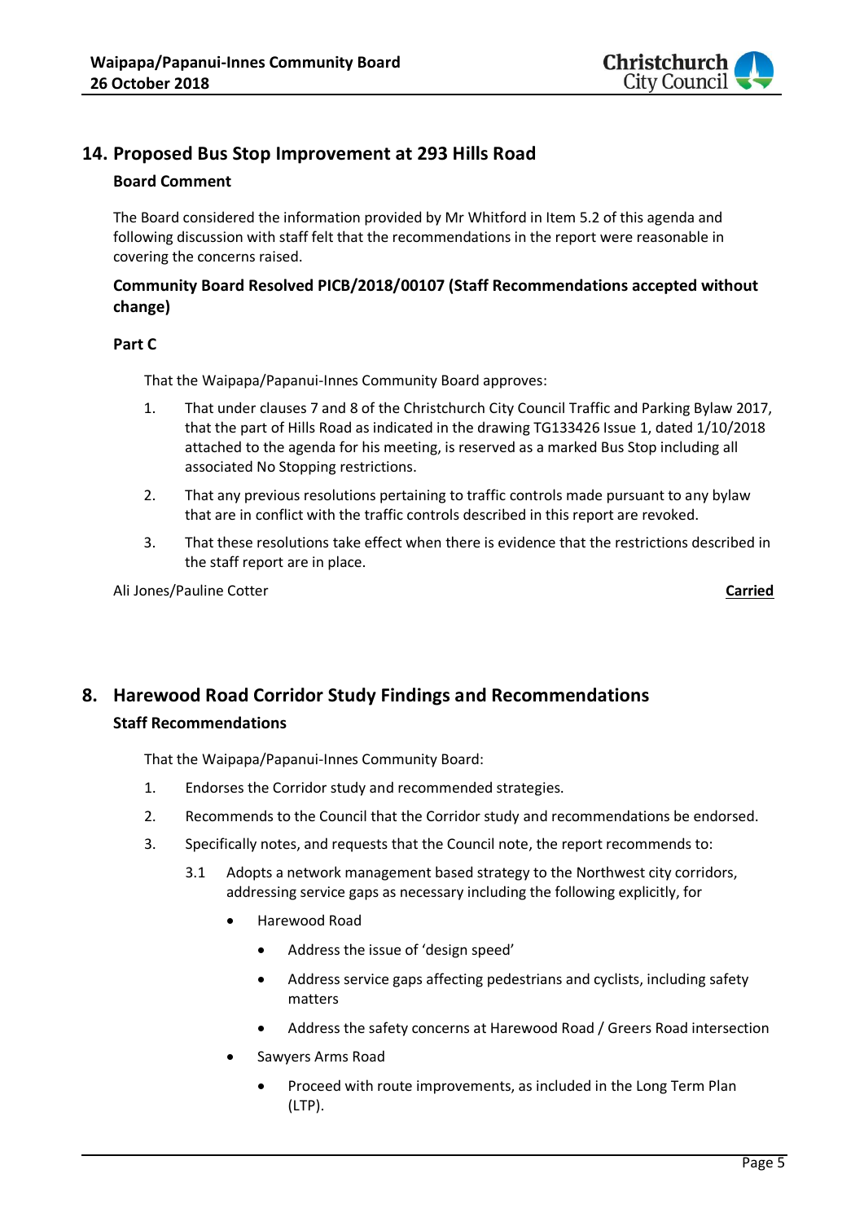## 14. Proposed Bus Stop Improvement at 293 Hills Road

**Board Comment**

The Board considered the information provided by Mr Whitford in Item 5.2 of this agenda and following discussion with staff felt that the recommendations in the report were reasonable in covering the concerns raised.

**Community Board Resolved PICB/2018/00107 (Staff Recommendations accepted without change)**

**Part C**

That the Waipapa/Papanui-Innes Community Board approves:

1. That under clauses 7 and 8 of the Christchurch City Council Traffic and Parking Bylaw 2017, that the part of Hills Road as indicated in the drawing TG133426 Issue 1, dated 1/10/2018 attached to the agenda for his meeting, is reserved as a marked Bus Stop including all associated No Stopping restrictions.
2. That any previous resolutions pertaining to traffic controls made pursuant to any bylaw that are in conflict with the traffic controls described in this report are revoked.
3. That these resolutions take effect when there is evidence that the restrictions described in the staff report are in place.

Ali Jones/Pauline Cotter **Carried**

## 8. Harewood Road Corridor Study Findings and Recommendations

**Staff Recommendations**

That the Waipapa/Papanui-Innes Community Board:

1. Endorses the Corridor study and recommended strategies.
2. Recommends to the Council that the Corridor study and recommendations be endorsed.
3. Specifically notes, and requests that the Council note, the report recommends to:
   - 3.1 Adopts a network management based strategy to the Northwest city corridors, addressing service gaps as necessary including the following explicitly, for
     - Harewood Road
       - Address the issue of 'design speed'
       - Address service gaps affecting pedestrians and cyclists, including safety matters
       - Address the safety concerns at Harewood Road / Greers Road intersection
     - Sawyers Arms Road
       - Proceed with route improvements, as included in the Long Term Plan (LTP).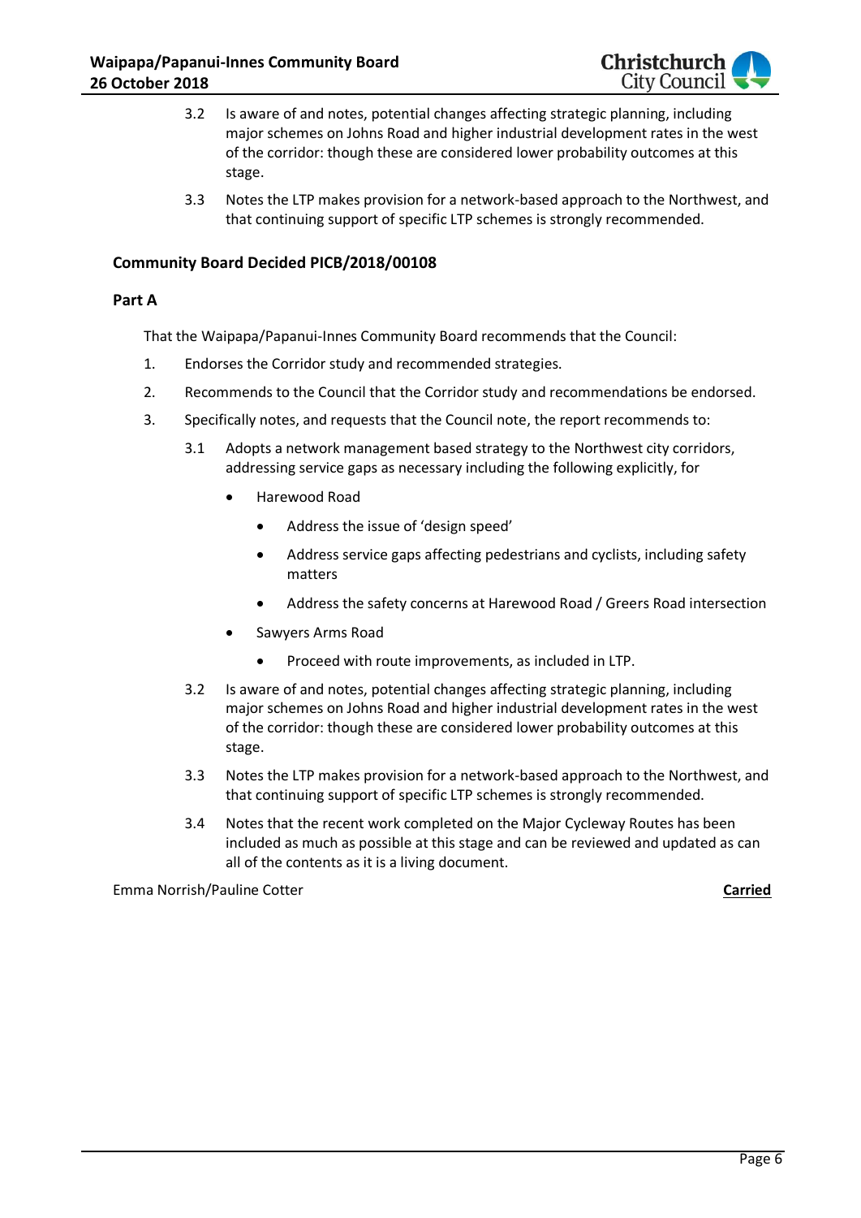3.2 Is aware of and notes, potential changes affecting strategic planning, including major schemes on Johns Road and higher industrial development rates in the west of the corridor: though these are considered lower probability outcomes at this stage.

3.3 Notes the LTP makes provision for a network-based approach to the Northwest, and that continuing support of specific LTP schemes is strongly recommended.

**Community Board Decided PICB/2018/00108**

**Part A**

That the Waipapa/Papanui-Innes Community Board recommends that the Council:

1. Endorses the Corridor study and recommended strategies.
2. Recommends to the Council that the Corridor study and recommendations be endorsed.
3. Specifically notes, and requests that the Council note, the report recommends to:

   3.1 Adopts a network management based strategy to the Northwest city corridors, addressing service gaps as necessary including the following explicitly, for

   - Harewood Road
     - Address the issue of 'design speed'
     - Address service gaps affecting pedestrians and cyclists, including safety matters
     - Address the safety concerns at Harewood Road / Greers Road intersection
   - Sawyers Arms Road
     - Proceed with route improvements, as included in LTP.

   3.2 Is aware of and notes, potential changes affecting strategic planning, including major schemes on Johns Road and higher industrial development rates in the west of the corridor: though these are considered lower probability outcomes at this stage.

   3.3 Notes the LTP makes provision for a network-based approach to the Northwest, and that continuing support of specific LTP schemes is strongly recommended.

   3.4 Notes that the recent work completed on the Major Cycleway Routes has been included as much as possible at this stage and can be reviewed and updated as can all of the contents as it is a living document.

Emma Norrish/Pauline Cotter **Carried**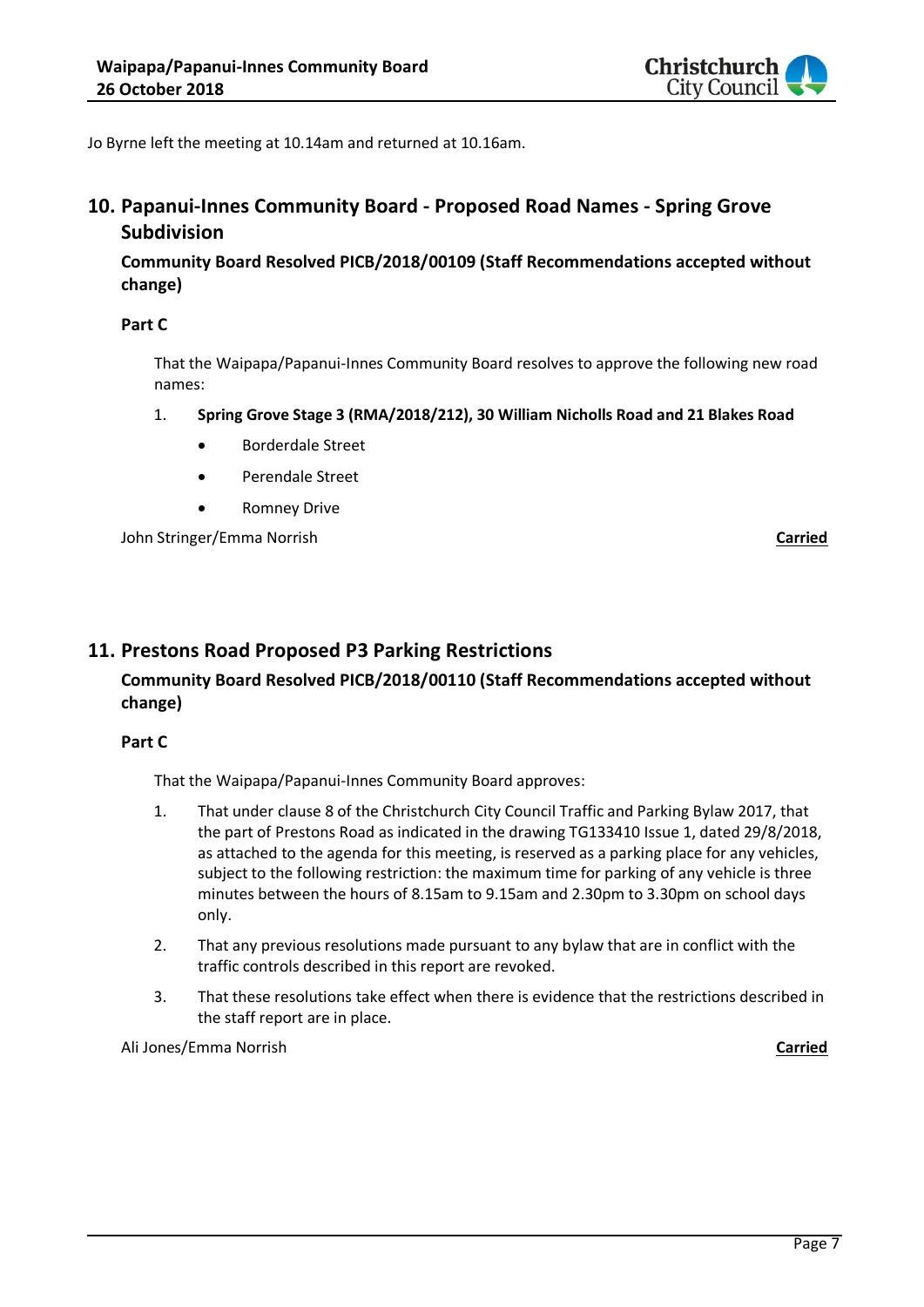Jo Byrne left the meeting at 10.14am and returned at 10.16am.

## 10. Papanui-Innes Community Board - Proposed Road Names - Spring Grove Subdivision

**Community Board Resolved PICB/2018/00109 (Staff Recommendations accepted without change)**

**Part C**

That the Waipapa/Papanui-Innes Community Board resolves to approve the following new road names:

1. **Spring Grove Stage 3 (RMA/2018/212), 30 William Nicholls Road and 21 Blakes Road**
   - Borderdale Street
   - Perendale Street
   - Romney Drive

John Stringer/Emma Norrish **Carried**

## 11. Prestons Road Proposed P3 Parking Restrictions

**Community Board Resolved PICB/2018/00110 (Staff Recommendations accepted without change)**

**Part C**

That the Waipapa/Papanui-Innes Community Board approves:

1. That under clause 8 of the Christchurch City Council Traffic and Parking Bylaw 2017, that the part of Prestons Road as indicated in the drawing TG133410 Issue 1, dated 29/8/2018, as attached to the agenda for this meeting, is reserved as a parking place for any vehicles, subject to the following restriction: the maximum time for parking of any vehicle is three minutes between the hours of 8.15am to 9.15am and 2.30pm to 3.30pm on school days only.
2. That any previous resolutions made pursuant to any bylaw that are in conflict with the traffic controls described in this report are revoked.
3. That these resolutions take effect when there is evidence that the restrictions described in the staff report are in place.

Ali Jones/Emma Norrish **Carried**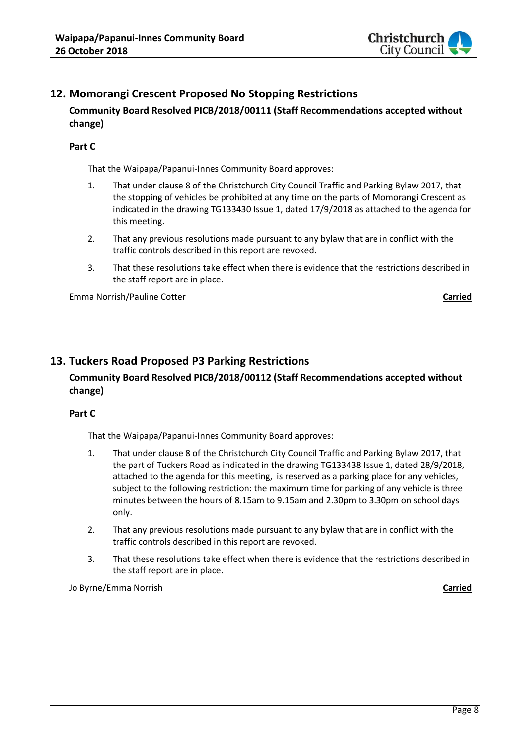## 12. Momorangi Crescent Proposed No Stopping Restrictions

**Community Board Resolved PICB/2018/00111 (Staff Recommendations accepted without change)**

**Part C**

That the Waipapa/Papanui-Innes Community Board approves:

1. That under clause 8 of the Christchurch City Council Traffic and Parking Bylaw 2017, that the stopping of vehicles be prohibited at any time on the parts of Momorangi Crescent as indicated in the drawing TG133430 Issue 1, dated 17/9/2018 as attached to the agenda for this meeting.
2. That any previous resolutions made pursuant to any bylaw that are in conflict with the traffic controls described in this report are revoked.
3. That these resolutions take effect when there is evidence that the restrictions described in the staff report are in place.

Emma Norrish/Pauline Cotter **Carried**

## 13. Tuckers Road Proposed P3 Parking Restrictions

**Community Board Resolved PICB/2018/00112 (Staff Recommendations accepted without change)**

**Part C**

That the Waipapa/Papanui-Innes Community Board approves:

1. That under clause 8 of the Christchurch City Council Traffic and Parking Bylaw 2017, that the part of Tuckers Road as indicated in the drawing TG133438 Issue 1, dated 28/9/2018, attached to the agenda for this meeting, is reserved as a parking place for any vehicles, subject to the following restriction: the maximum time for parking of any vehicle is three minutes between the hours of 8.15am to 9.15am and 2.30pm to 3.30pm on school days only.
2. That any previous resolutions made pursuant to any bylaw that are in conflict with the traffic controls described in this report are revoked.
3. That these resolutions take effect when there is evidence that the restrictions described in the staff report are in place.

Jo Byrne/Emma Norrish **Carried**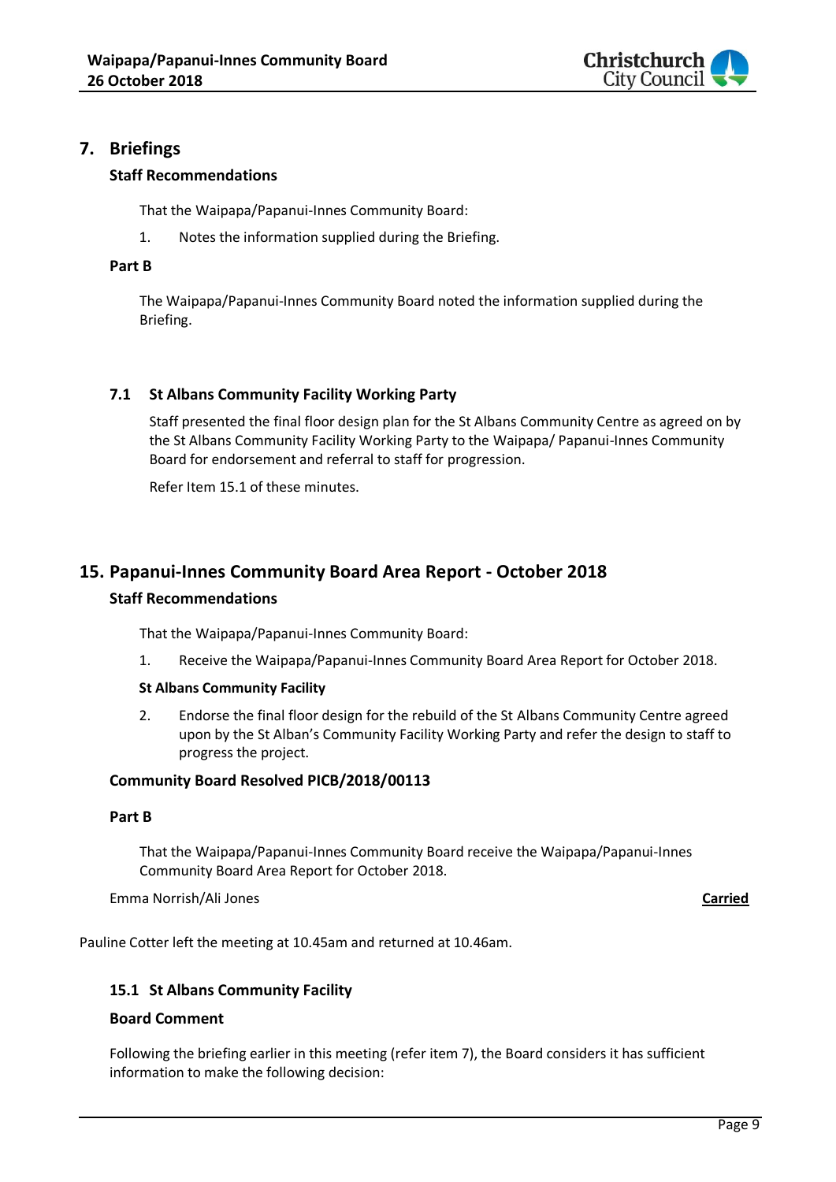## 7. Briefings

### Staff Recommendations

That the Waipapa/Papanui-Innes Community Board:

1. Notes the information supplied during the Briefing.

### Part B

The Waipapa/Papanui-Innes Community Board noted the information supplied during the Briefing.

### 7.1 St Albans Community Facility Working Party

Staff presented the final floor design plan for the St Albans Community Centre as agreed on by the St Albans Community Facility Working Party to the Waipapa/ Papanui-Innes Community Board for endorsement and referral to staff for progression.

Refer Item 15.1 of these minutes.

## 15. Papanui-Innes Community Board Area Report - October 2018

### Staff Recommendations

That the Waipapa/Papanui-Innes Community Board:

1. Receive the Waipapa/Papanui-Innes Community Board Area Report for October 2018.

**St Albans Community Facility**

2. Endorse the final floor design for the rebuild of the St Albans Community Centre agreed upon by the St Alban's Community Facility Working Party and refer the design to staff to progress the project.

### Community Board Resolved PICB/2018/00113

### Part B

That the Waipapa/Papanui-Innes Community Board receive the Waipapa/Papanui-Innes Community Board Area Report for October 2018.

Emma Norrish/Ali Jones **Carried**

Pauline Cotter left the meeting at 10.45am and returned at 10.46am.

### 15.1 St Albans Community Facility

### Board Comment

Following the briefing earlier in this meeting (refer item 7), the Board considers it has sufficient information to make the following decision: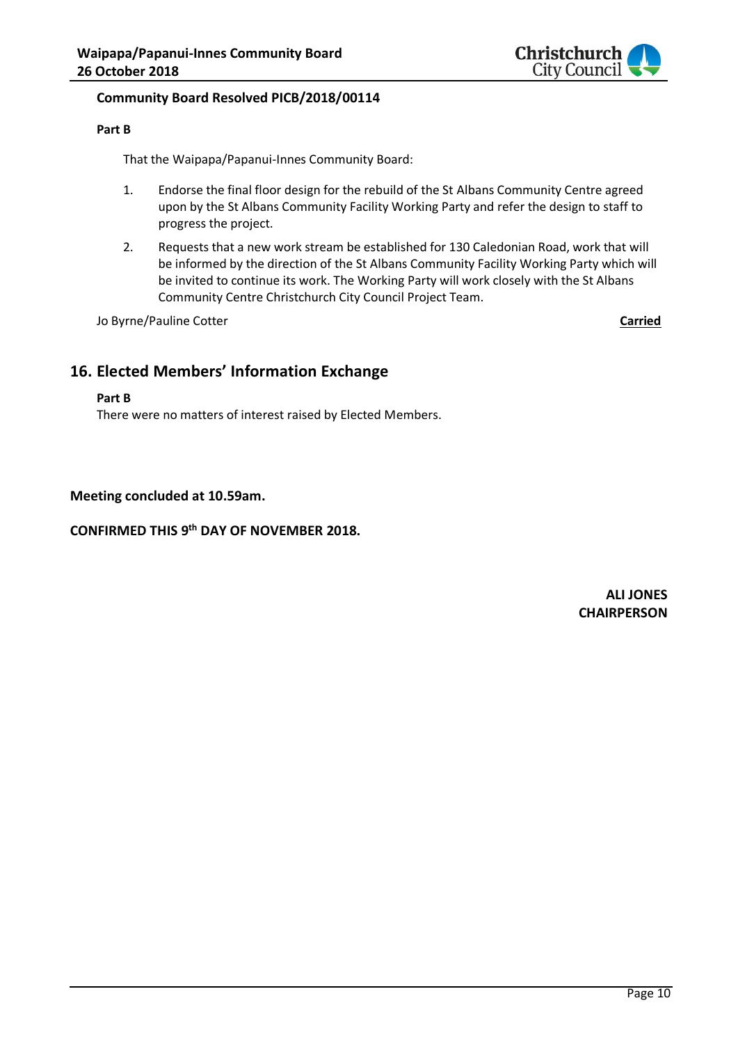**Community Board Resolved PICB/2018/00114**

**Part B**

That the Waipapa/Papanui-Innes Community Board:

1. Endorse the final floor design for the rebuild of the St Albans Community Centre agreed upon by the St Albans Community Facility Working Party and refer the design to staff to progress the project.
2. Requests that a new work stream be established for 130 Caledonian Road, work that will be informed by the direction of the St Albans Community Facility Working Party which will be invited to continue its work. The Working Party will work closely with the St Albans Community Centre Christchurch City Council Project Team.

Jo Byrne/Pauline Cotter **Carried**

## 16. Elected Members' Information Exchange

**Part B**

There were no matters of interest raised by Elected Members.

**Meeting concluded at 10.59am.**

**CONFIRMED THIS 9th DAY OF NOVEMBER 2018.**

**ALI JONES**
**CHAIRPERSON**